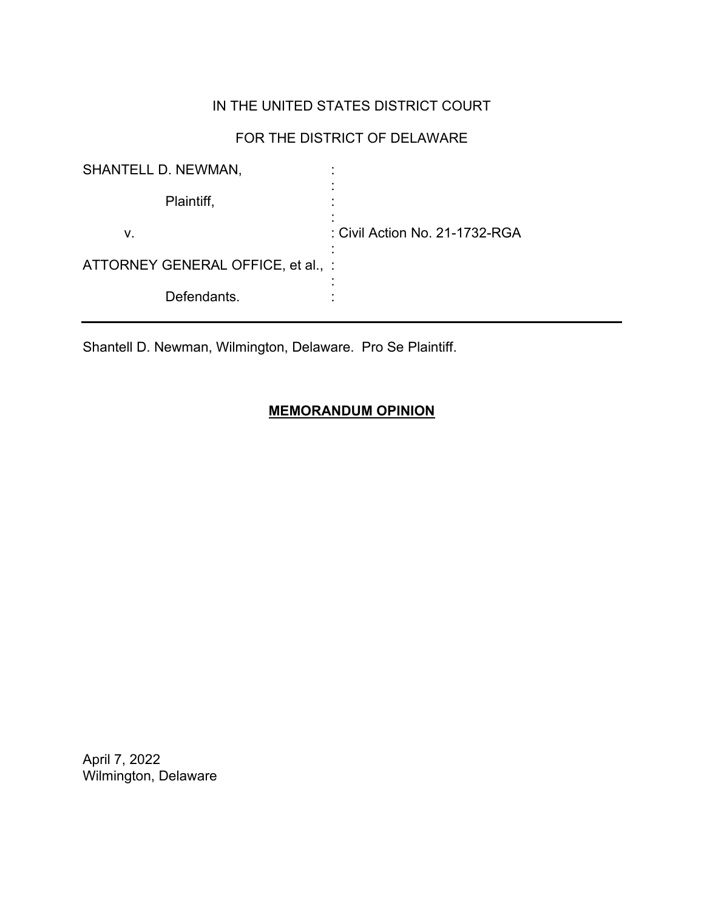IN THE UNITED STATES DISTRICT COURT

FOR THE DISTRICT OF DELAWARE

| | | |
|---|---|---|
| SHANTELL D. NEWMAN, | : | |
| Plaintiff, | : | |
| v. | : | Civil Action No. 21-1732-RGA |
| ATTORNEY GENERAL OFFICE, et al., | : | |
| Defendants. | : | |

---

Shantell D. Newman, Wilmington, Delaware. Pro Se Plaintiff.

**MEMORANDUM OPINION**

April 7, 2022
Wilmington, Delaware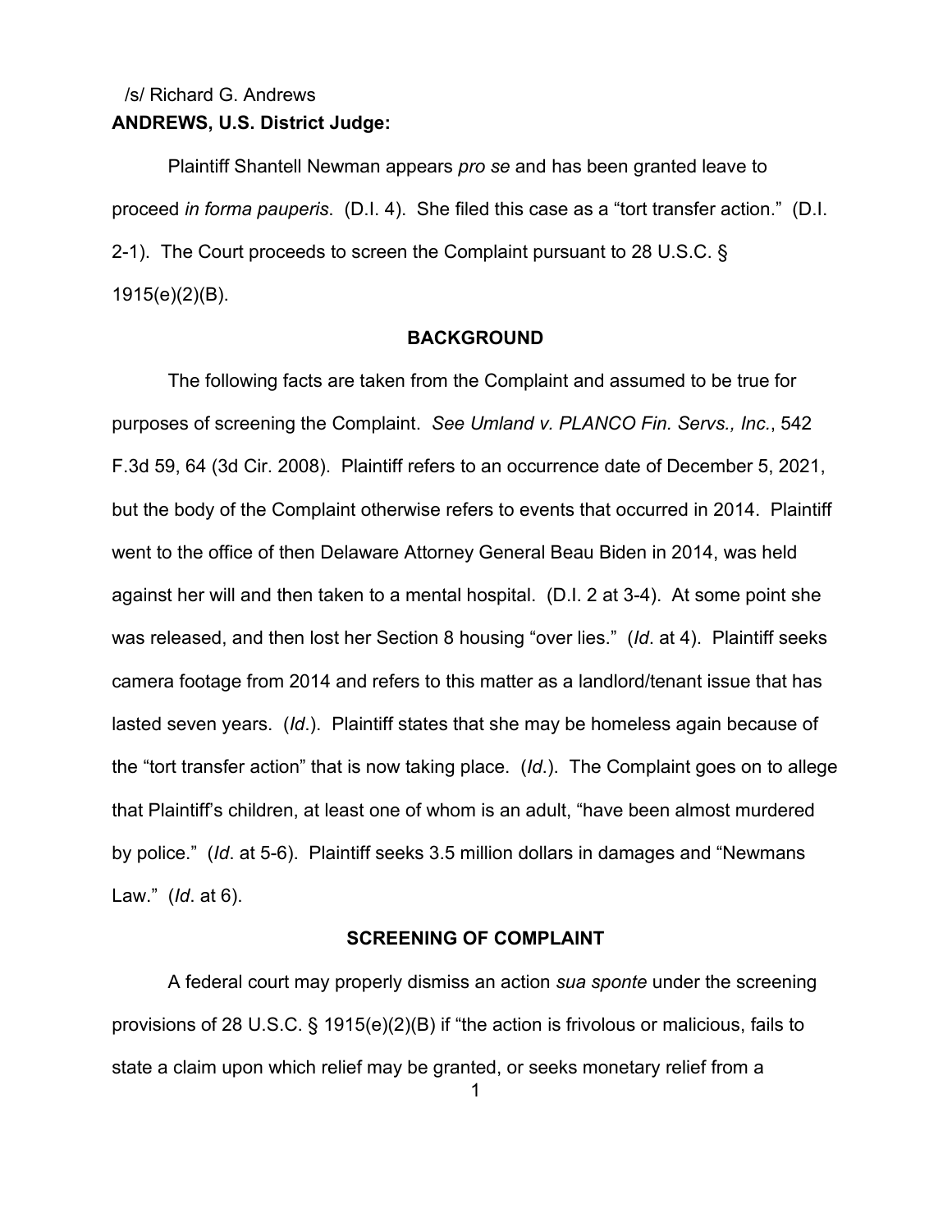/s/ Richard G. Andrews

**ANDREWS, U.S. District Judge:**

Plaintiff Shantell Newman appears *pro se* and has been granted leave to proceed *in forma pauperis*. (D.I. 4). She filed this case as a "tort transfer action." (D.I. 2-1). The Court proceeds to screen the Complaint pursuant to 28 U.S.C. § 1915(e)(2)(B).

## BACKGROUND

The following facts are taken from the Complaint and assumed to be true for purposes of screening the Complaint. *See Umland v. PLANCO Fin. Servs., Inc.*, 542 F.3d 59, 64 (3d Cir. 2008). Plaintiff refers to an occurrence date of December 5, 2021, but the body of the Complaint otherwise refers to events that occurred in 2014. Plaintiff went to the office of then Delaware Attorney General Beau Biden in 2014, was held against her will and then taken to a mental hospital. (D.I. 2 at 3-4). At some point she was released, and then lost her Section 8 housing "over lies." (*Id*. at 4). Plaintiff seeks camera footage from 2014 and refers to this matter as a landlord/tenant issue that has lasted seven years. (*Id*.). Plaintiff states that she may be homeless again because of the "tort transfer action" that is now taking place. (*Id*.). The Complaint goes on to allege that Plaintiff's children, at least one of whom is an adult, "have been almost murdered by police." (*Id*. at 5-6). Plaintiff seeks 3.5 million dollars in damages and "Newmans Law." (*Id*. at 6).

## SCREENING OF COMPLAINT

A federal court may properly dismiss an action *sua sponte* under the screening provisions of 28 U.S.C. § 1915(e)(2)(B) if "the action is frivolous or malicious, fails to state a claim upon which relief may be granted, or seeks monetary relief from a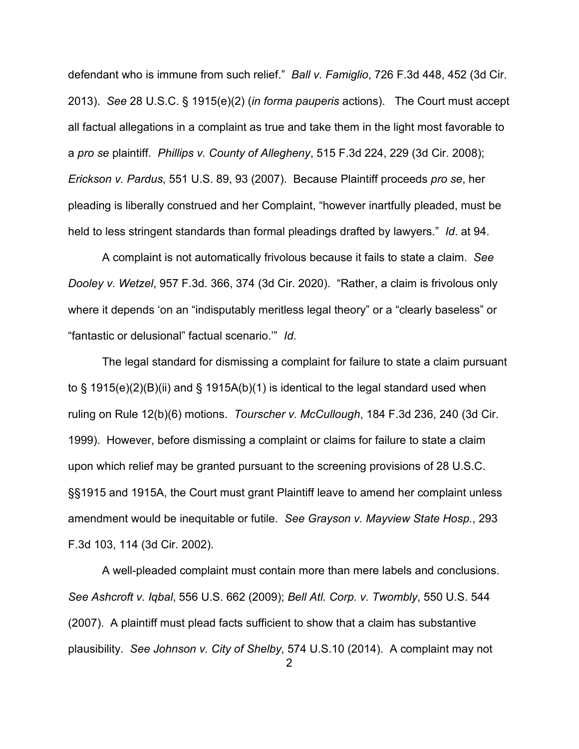defendant who is immune from such relief." *Ball v. Famiglio*, 726 F.3d 448, 452 (3d Cir. 2013). *See* 28 U.S.C. § 1915(e)(2) (*in forma pauperis* actions). The Court must accept all factual allegations in a complaint as true and take them in the light most favorable to a *pro se* plaintiff. *Phillips v. County of Allegheny*, 515 F.3d 224, 229 (3d Cir. 2008); *Erickson v. Pardus*, 551 U.S. 89, 93 (2007). Because Plaintiff proceeds *pro se*, her pleading is liberally construed and her Complaint, "however inartfully pleaded, must be held to less stringent standards than formal pleadings drafted by lawyers." *Id*. at 94.

A complaint is not automatically frivolous because it fails to state a claim. *See Dooley v. Wetzel*, 957 F.3d. 366, 374 (3d Cir. 2020). "Rather, a claim is frivolous only where it depends 'on an "indisputably meritless legal theory" or a "clearly baseless" or "fantastic or delusional" factual scenario.'" *Id*.

The legal standard for dismissing a complaint for failure to state a claim pursuant to § 1915(e)(2)(B)(ii) and § 1915A(b)(1) is identical to the legal standard used when ruling on Rule 12(b)(6) motions. *Tourscher v. McCullough*, 184 F.3d 236, 240 (3d Cir. 1999). However, before dismissing a complaint or claims for failure to state a claim upon which relief may be granted pursuant to the screening provisions of 28 U.S.C. §§1915 and 1915A, the Court must grant Plaintiff leave to amend her complaint unless amendment would be inequitable or futile. *See Grayson v. Mayview State Hosp.*, 293 F.3d 103, 114 (3d Cir. 2002).

A well-pleaded complaint must contain more than mere labels and conclusions. *See Ashcroft v. Iqbal*, 556 U.S. 662 (2009); *Bell Atl. Corp. v. Twombly*, 550 U.S. 544 (2007). A plaintiff must plead facts sufficient to show that a claim has substantive plausibility. *See Johnson v. City of Shelby*, 574 U.S.10 (2014). A complaint may not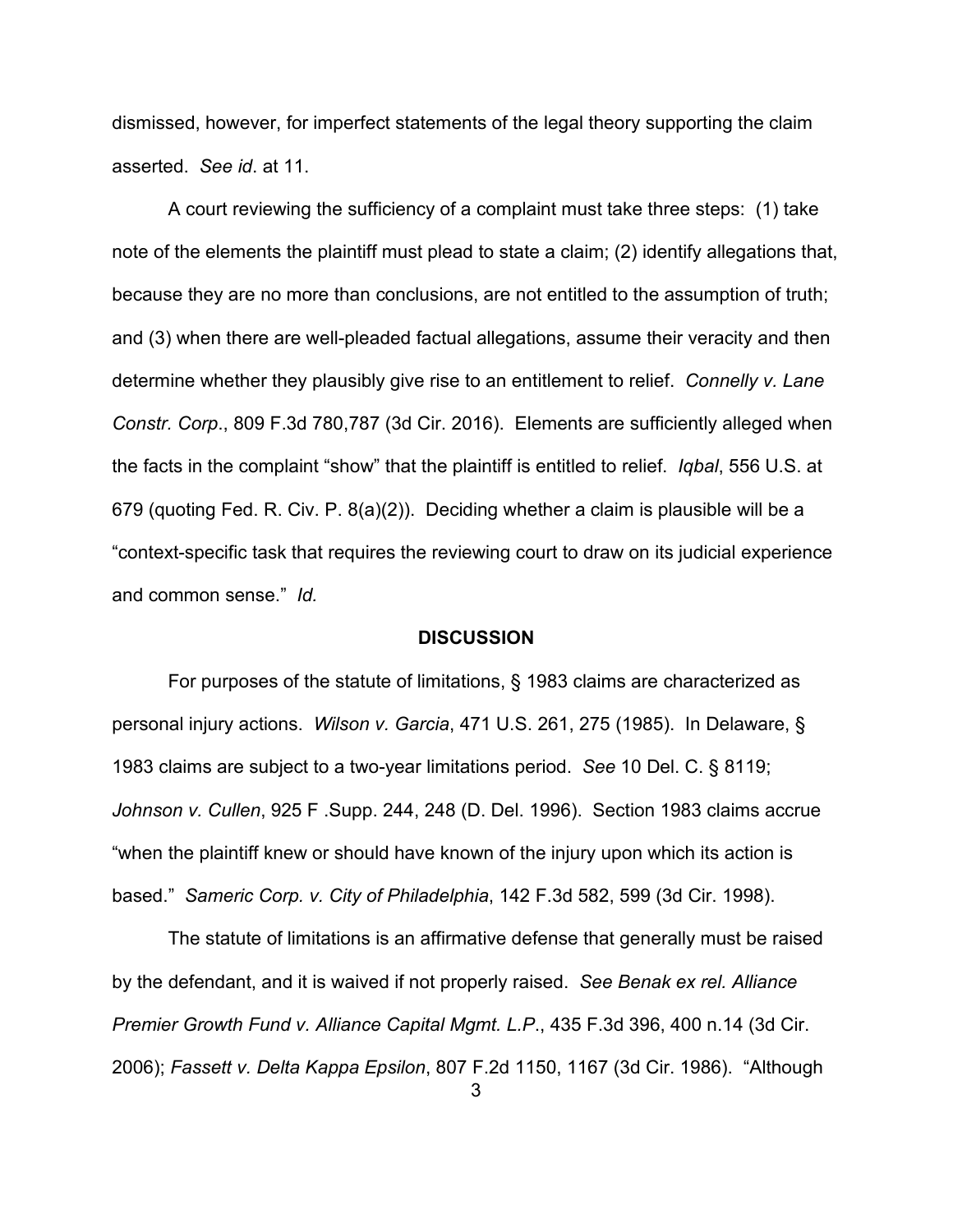dismissed, however, for imperfect statements of the legal theory supporting the claim asserted. *See id*. at 11.

A court reviewing the sufficiency of a complaint must take three steps: (1) take note of the elements the plaintiff must plead to state a claim; (2) identify allegations that, because they are no more than conclusions, are not entitled to the assumption of truth; and (3) when there are well-pleaded factual allegations, assume their veracity and then determine whether they plausibly give rise to an entitlement to relief. *Connelly v. Lane Constr. Corp*., 809 F.3d 780,787 (3d Cir. 2016). Elements are sufficiently alleged when the facts in the complaint "show" that the plaintiff is entitled to relief. *Iqbal*, 556 U.S. at 679 (quoting Fed. R. Civ. P. 8(a)(2)). Deciding whether a claim is plausible will be a "context-specific task that requires the reviewing court to draw on its judicial experience and common sense." *Id.*

**DISCUSSION**

For purposes of the statute of limitations, § 1983 claims are characterized as personal injury actions. *Wilson v. Garcia*, 471 U.S. 261, 275 (1985). In Delaware, § 1983 claims are subject to a two-year limitations period. *See* 10 Del. C. § 8119; *Johnson v. Cullen*, 925 F .Supp. 244, 248 (D. Del. 1996). Section 1983 claims accrue "when the plaintiff knew or should have known of the injury upon which its action is based." *Sameric Corp. v. City of Philadelphia*, 142 F.3d 582, 599 (3d Cir. 1998).

The statute of limitations is an affirmative defense that generally must be raised by the defendant, and it is waived if not properly raised. *See Benak ex rel. Alliance Premier Growth Fund v. Alliance Capital Mgmt. L.P*., 435 F.3d 396, 400 n.14 (3d Cir. 2006); *Fassett v. Delta Kappa Epsilon*, 807 F.2d 1150, 1167 (3d Cir. 1986). "Although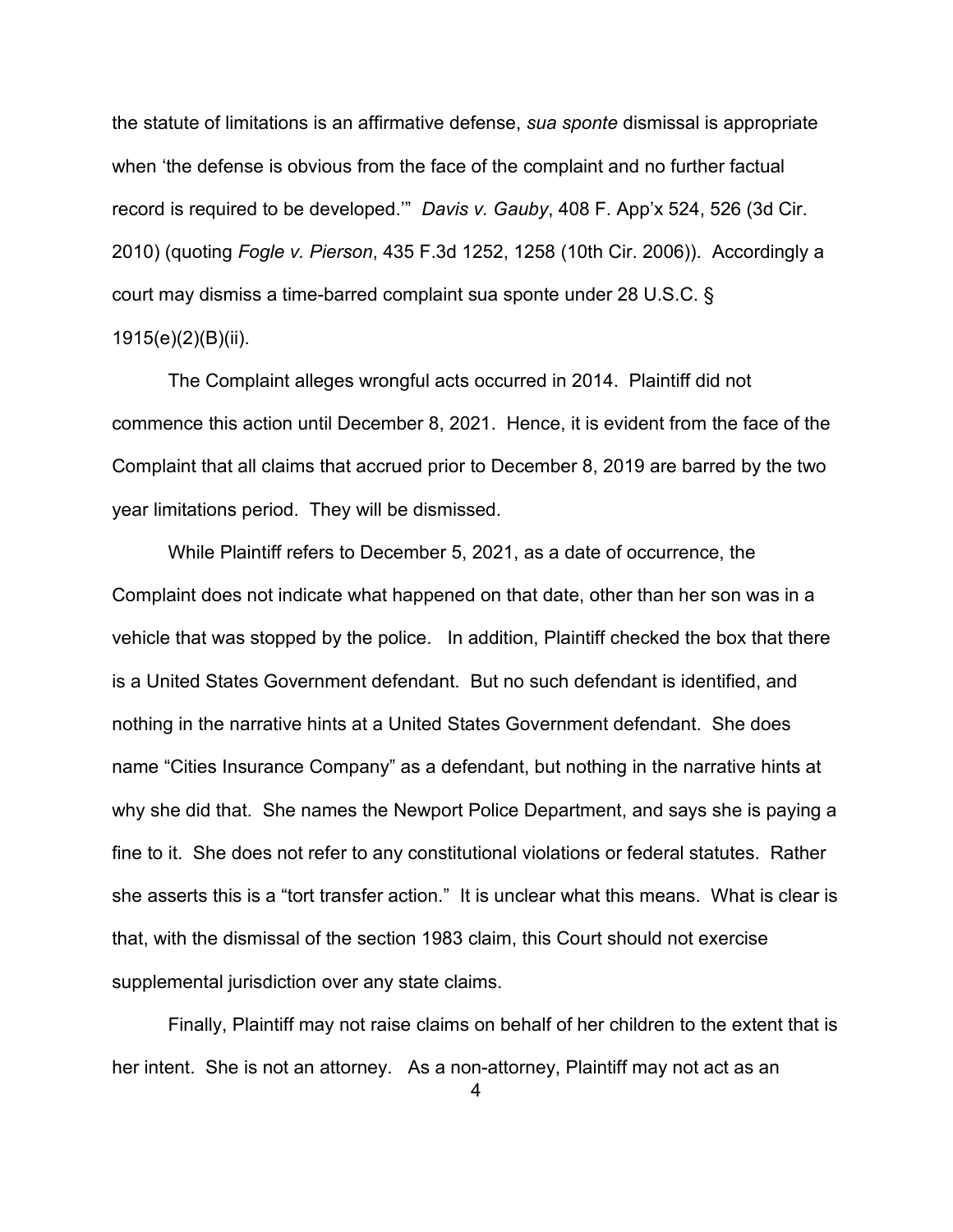the statute of limitations is an affirmative defense, *sua sponte* dismissal is appropriate when 'the defense is obvious from the face of the complaint and no further factual record is required to be developed.'" *Davis v. Gauby*, 408 F. App'x 524, 526 (3d Cir. 2010) (quoting *Fogle v. Pierson*, 435 F.3d 1252, 1258 (10th Cir. 2006)). Accordingly a court may dismiss a time-barred complaint sua sponte under 28 U.S.C. § 1915(e)(2)(B)(ii).

The Complaint alleges wrongful acts occurred in 2014. Plaintiff did not commence this action until December 8, 2021. Hence, it is evident from the face of the Complaint that all claims that accrued prior to December 8, 2019 are barred by the two year limitations period. They will be dismissed.

While Plaintiff refers to December 5, 2021, as a date of occurrence, the Complaint does not indicate what happened on that date, other than her son was in a vehicle that was stopped by the police. In addition, Plaintiff checked the box that there is a United States Government defendant. But no such defendant is identified, and nothing in the narrative hints at a United States Government defendant. She does name "Cities Insurance Company" as a defendant, but nothing in the narrative hints at why she did that. She names the Newport Police Department, and says she is paying a fine to it. She does not refer to any constitutional violations or federal statutes. Rather she asserts this is a "tort transfer action." It is unclear what this means. What is clear is that, with the dismissal of the section 1983 claim, this Court should not exercise supplemental jurisdiction over any state claims.

Finally, Plaintiff may not raise claims on behalf of her children to the extent that is her intent. She is not an attorney. As a non-attorney, Plaintiff may not act as an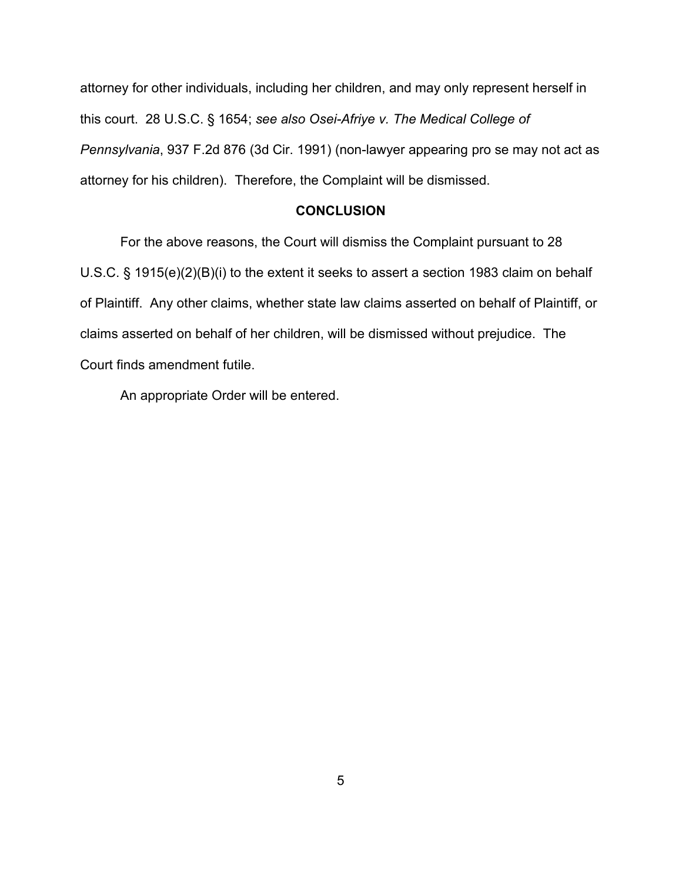attorney for other individuals, including her children, and may only represent herself in this court. 28 U.S.C. § 1654; *see also Osei-Afriye v. The Medical College of Pennsylvania*, 937 F.2d 876 (3d Cir. 1991) (non-lawyer appearing pro se may not act as attorney for his children). Therefore, the Complaint will be dismissed.

## CONCLUSION

For the above reasons, the Court will dismiss the Complaint pursuant to 28 U.S.C. § 1915(e)(2)(B)(i) to the extent it seeks to assert a section 1983 claim on behalf of Plaintiff. Any other claims, whether state law claims asserted on behalf of Plaintiff, or claims asserted on behalf of her children, will be dismissed without prejudice. The Court finds amendment futile.

An appropriate Order will be entered.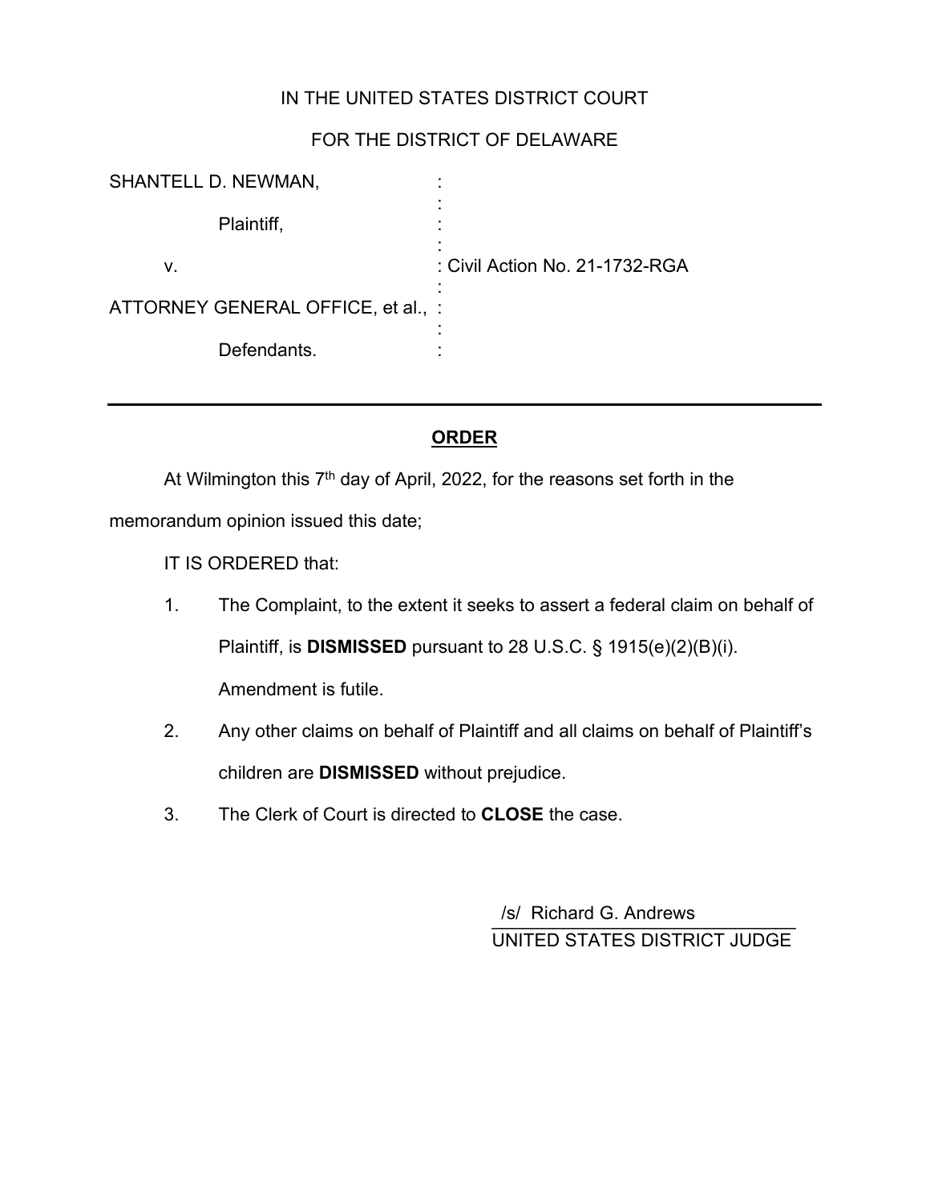IN THE UNITED STATES DISTRICT COURT

FOR THE DISTRICT OF DELAWARE

SHANTELL D. NEWMAN,

Plaintiff,

v.

ATTORNEY GENERAL OFFICE, et al.,

Defendants.

: Civil Action No. 21-1732-RGA

---

**ORDER**

At Wilmington this 7th day of April, 2022, for the reasons set forth in the memorandum opinion issued this date;

IT IS ORDERED that:

1. The Complaint, to the extent it seeks to assert a federal claim on behalf of Plaintiff, is **DISMISSED** pursuant to 28 U.S.C. § 1915(e)(2)(B)(i). Amendment is futile.
2. Any other claims on behalf of Plaintiff and all claims on behalf of Plaintiff's children are **DISMISSED** without prejudice.
3. The Clerk of Court is directed to **CLOSE** the case.

/s/ Richard G. Andrews
UNITED STATES DISTRICT JUDGE